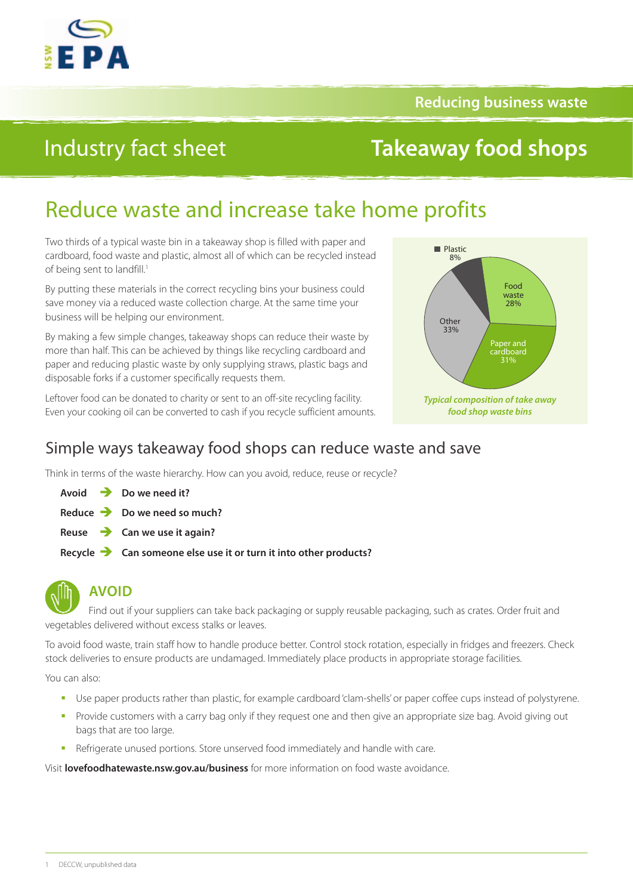Reducing business waste

# Industry fact sheet — Takeaway food shops

## Reduce waste and increase take home profits

Two thirds of a typical waste bin in a takeaway shop is filled with paper and cardboard, food waste and plastic, almost all of which can be recycled instead of being sent to landfill.[1]

By putting these materials in the correct recycling bins your business could save money via a reduced waste collection charge. At the same time your business will be helping our environment.

By making a few simple changes, takeaway shops can reduce their waste by more than half. This can be achieved by things like recycling cardboard and paper and reducing plastic waste by only supplying straws, plastic bags and disposable forks if a customer specifically requests them.

Leftover food can be donated to charity or sent to an off-site recycling facility. Even your cooking oil can be converted to cash if you recycle sufficient amounts.

| Material | Share |
|---|---|
| Plastic | 8% |
| Food waste | 28% |
| Paper and cardboard | 31% |
| Other | 33% |

*Typical composition of take away food shop waste bins*

## Simple ways takeaway food shops can reduce waste and save

Think in terms of the waste hierarchy. How can you avoid, reduce, reuse or recycle?

**Avoid** ➔ **Do we need it?**

**Reduce** ➔ **Do we need so much?**

**Reuse** ➔ **Can we use it again?**

**Recycle** ➔ **Can someone else use it or turn it into other products?**

### AVOID

Find out if your suppliers can take back packaging or supply reusable packaging, such as crates. Order fruit and vegetables delivered without excess stalks or leaves.

To avoid food waste, train staff how to handle produce better. Control stock rotation, especially in fridges and freezers. Check stock deliveries to ensure products are undamaged. Immediately place products in appropriate storage facilities.

You can also:

- Use paper products rather than plastic, for example cardboard 'clam-shells' or paper coffee cups instead of polystyrene.
- Provide customers with a carry bag only if they request one and then give an appropriate size bag. Avoid giving out bags that are too large.
- Refrigerate unused portions. Store unserved food immediately and handle with care.

Visit **lovefoodhatewaste.nsw.gov.au/business** for more information on food waste avoidance.

1 DECCW, unpublished data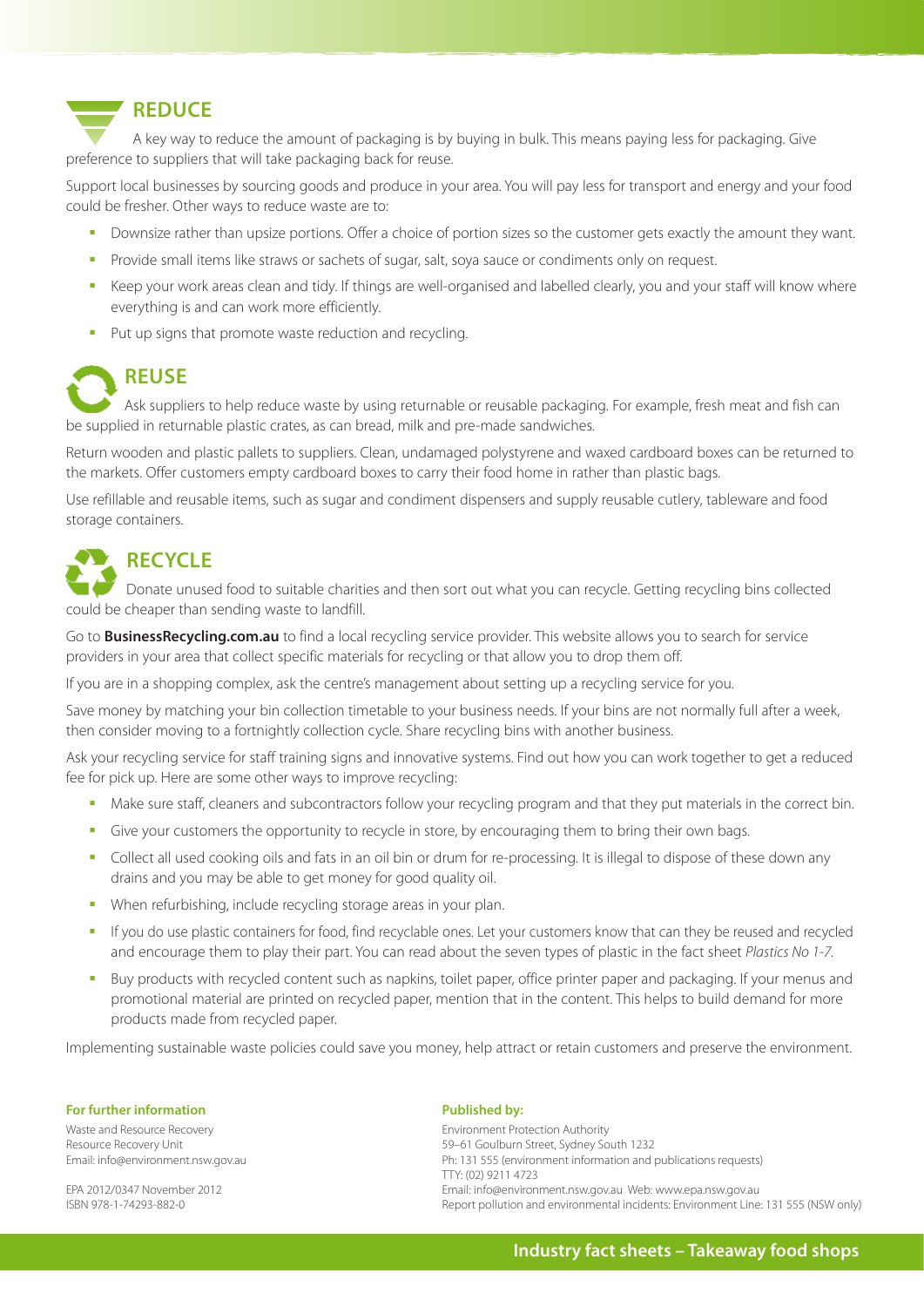## REDUCE

A key way to reduce the amount of packaging is by buying in bulk. This means paying less for packaging. Give preference to suppliers that will take packaging back for reuse.

Support local businesses by sourcing goods and produce in your area. You will pay less for transport and energy and your food could be fresher. Other ways to reduce waste are to:

- Downsize rather than upsize portions. Offer a choice of portion sizes so the customer gets exactly the amount they want.
- Provide small items like straws or sachets of sugar, salt, soya sauce or condiments only on request.
- Keep your work areas clean and tidy. If things are well-organised and labelled clearly, you and your staff will know where everything is and can work more efficiently.
- Put up signs that promote waste reduction and recycling.

## REUSE

Ask suppliers to help reduce waste by using returnable or reusable packaging. For example, fresh meat and fish can be supplied in returnable plastic crates, as can bread, milk and pre-made sandwiches.

Return wooden and plastic pallets to suppliers. Clean, undamaged polystyrene and waxed cardboard boxes can be returned to the markets. Offer customers empty cardboard boxes to carry their food home in rather than plastic bags.

Use refillable and reusable items, such as sugar and condiment dispensers and supply reusable cutlery, tableware and food storage containers.

## RECYCLE

Donate unused food to suitable charities and then sort out what you can recycle. Getting recycling bins collected could be cheaper than sending waste to landfill.

Go to **BusinessRecycling.com.au** to find a local recycling service provider. This website allows you to search for service providers in your area that collect specific materials for recycling or that allow you to drop them off.

If you are in a shopping complex, ask the centre's management about setting up a recycling service for you.

Save money by matching your bin collection timetable to your business needs. If your bins are not normally full after a week, then consider moving to a fortnightly collection cycle. Share recycling bins with another business.

Ask your recycling service for staff training signs and innovative systems. Find out how you can work together to get a reduced fee for pick up. Here are some other ways to improve recycling:

- Make sure staff, cleaners and subcontractors follow your recycling program and that they put materials in the correct bin.
- Give your customers the opportunity to recycle in store, by encouraging them to bring their own bags.
- Collect all used cooking oils and fats in an oil bin or drum for re-processing. It is illegal to dispose of these down any drains and you may be able to get money for good quality oil.
- When refurbishing, include recycling storage areas in your plan.
- If you do use plastic containers for food, find recyclable ones. Let your customers know that can they be reused and recycled and encourage them to play their part. You can read about the seven types of plastic in the fact sheet *Plastics No 1-7*.
- Buy products with recycled content such as napkins, toilet paper, office printer paper and packaging. If your menus and promotional material are printed on recycled paper, mention that in the content. This helps to build demand for more products made from recycled paper.

Implementing sustainable waste policies could save you money, help attract or retain customers and preserve the environment.

**For further information**

Waste and Resource Recovery
Resource Recovery Unit
Email: info@environment.nsw.gov.au

EPA 2012/0347 November 2012
ISBN 978-1-74293-882-0

**Published by:**

Environment Protection Authority
59–61 Goulburn Street, Sydney South 1232
Ph: 131 555 (environment information and publications requests)
TTY: (02) 9211 4723
Email: info@environment.nsw.gov.au Web: www.epa.nsw.gov.au
Report pollution and environmental incidents: Environment Line: 131 555 (NSW only)